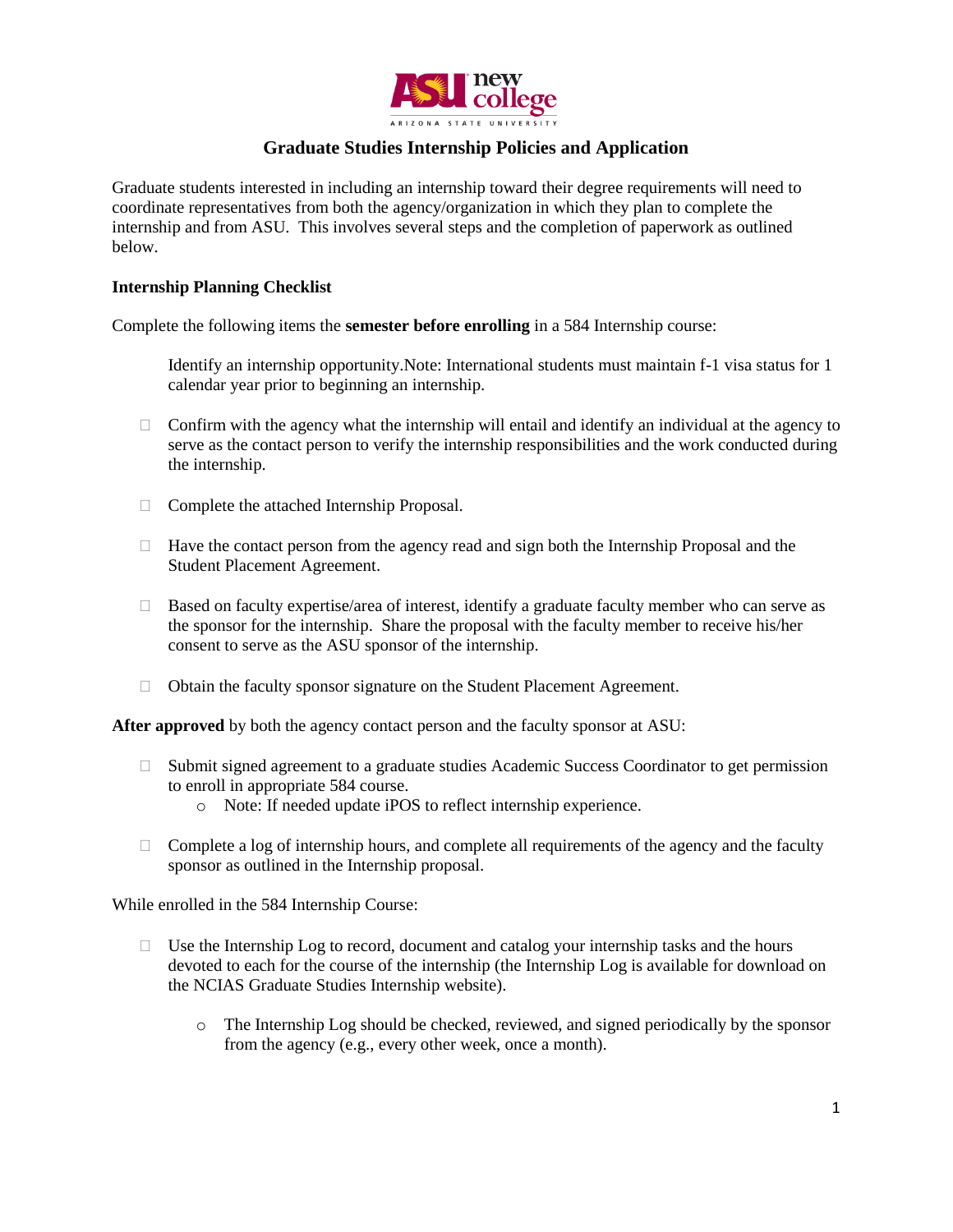# Graduate Studies Internship Policies and Application

Graduate students interested in including an internship toward their degree requirements will need to coordinate representatives from both the agency/organization in which they plan to complete the internship and from ASU. This involves several steps and the completion of paperwork as outlined below.

**Internship Planning Checklist**

Complete the following items the **semester before enrolling** in a 584 Internship course:

Identify an internship opportunity.Note: International students must maintain f-1 visa status for 1 calendar year prior to beginning an internship.

-  Confirm with the agency what the internship will entail and identify an individual at the agency to serve as the contact person to verify the internship responsibilities and the work conducted during the internship.

-  Complete the attached Internship Proposal.

-  Have the contact person from the agency read and sign both the Internship Proposal and the Student Placement Agreement.

-  Based on faculty expertise/area of interest, identify a graduate faculty member who can serve as the sponsor for the internship. Share the proposal with the faculty member to receive his/her consent to serve as the ASU sponsor of the internship.

-  Obtain the faculty sponsor signature on the Student Placement Agreement.

**After approved** by both the agency contact person and the faculty sponsor at ASU:

-  Submit signed agreement to a graduate studies Academic Success Coordinator to get permission to enroll in appropriate 584 course.
   - Note: If needed update iPOS to reflect internship experience.

-  Complete a log of internship hours, and complete all requirements of the agency and the faculty sponsor as outlined in the Internship proposal.

While enrolled in the 584 Internship Course:

-  Use the Internship Log to record, document and catalog your internship tasks and the hours devoted to each for the course of the internship (the Internship Log is available for download on the NCIAS Graduate Studies Internship website).

   - The Internship Log should be checked, reviewed, and signed periodically by the sponsor from the agency (e.g., every other week, once a month).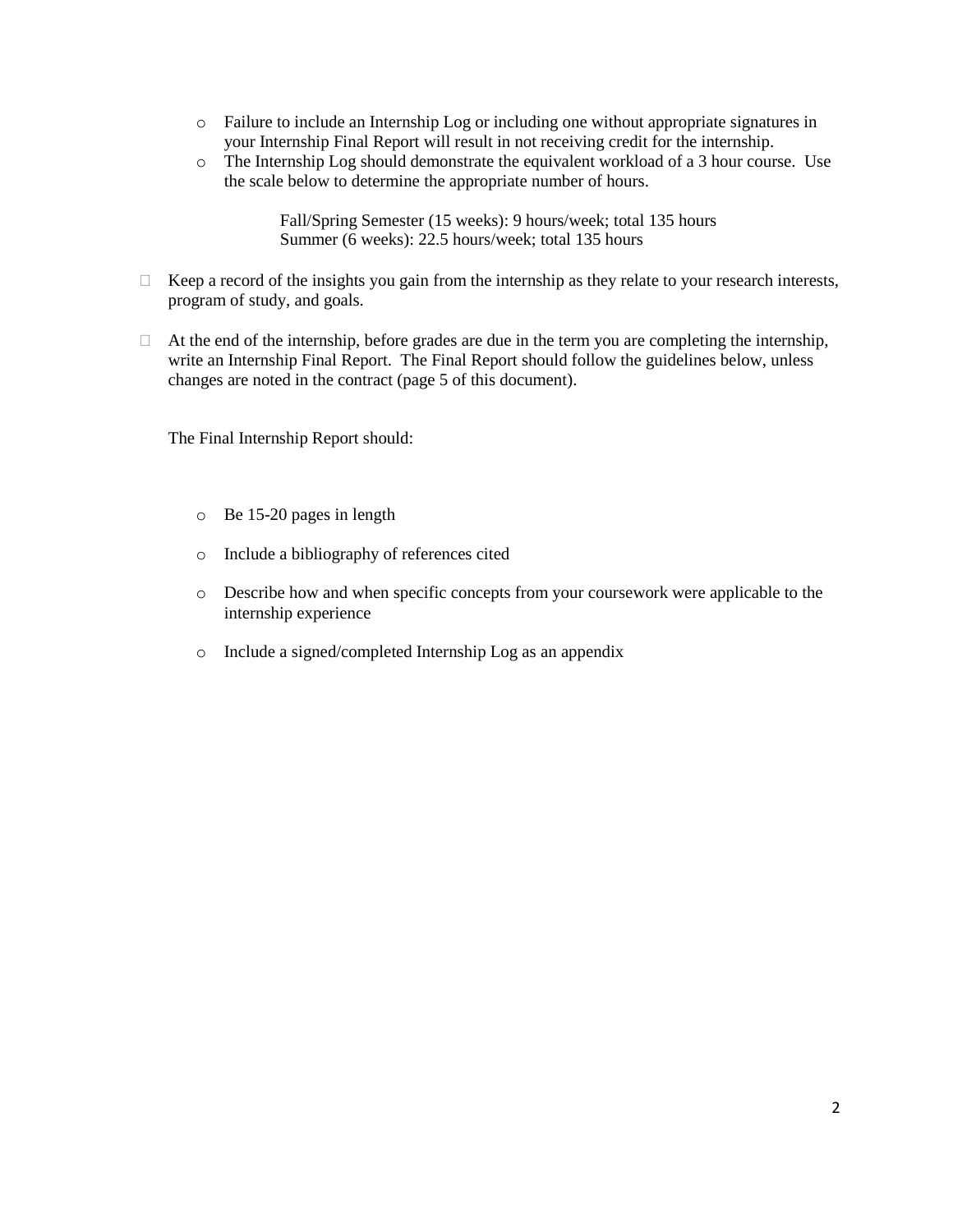- Failure to include an Internship Log or including one without appropriate signatures in your Internship Final Report will result in not receiving credit for the internship.
  - The Internship Log should demonstrate the equivalent workload of a 3 hour course. Use the scale below to determine the appropriate number of hours.

    Fall/Spring Semester (15 weeks): 9 hours/week; total 135 hours
    Summer (6 weeks): 22.5 hours/week; total 135 hours

- Keep a record of the insights you gain from the internship as they relate to your research interests, program of study, and goals.

- At the end of the internship, before grades are due in the term you are completing the internship, write an Internship Final Report. The Final Report should follow the guidelines below, unless changes are noted in the contract (page 5 of this document).

  The Final Internship Report should:

  - Be 15-20 pages in length
  - Include a bibliography of references cited
  - Describe how and when specific concepts from your coursework were applicable to the internship experience
  - Include a signed/completed Internship Log as an appendix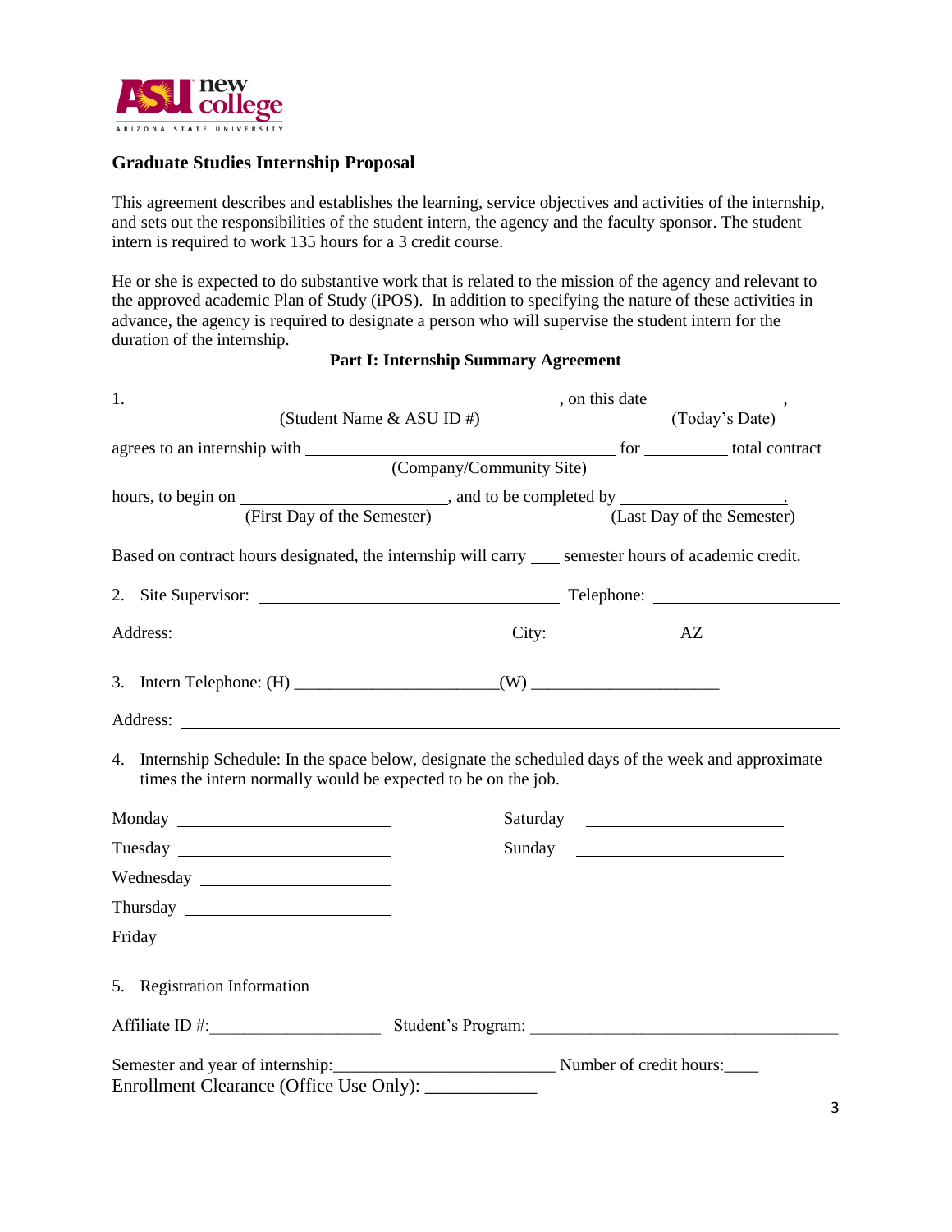### Graduate Studies Internship Proposal

This agreement describes and establishes the learning, service objectives and activities of the internship, and sets out the responsibilities of the student intern, the agency and the faculty sponsor. The student intern is required to work 135 hours for a 3 credit course.

He or she is expected to do substantive work that is related to the mission of the agency and relevant to the approved academic Plan of Study (iPOS). In addition to specifying the nature of these activities in advance, the agency is required to designate a person who will supervise the student intern for the duration of the internship.

**Part I: Internship Summary Agreement**

1. ______________________________ (Student Name & ASU ID #), on this date ______________ (Today's Date),

agrees to an internship with ______________________________ (Company/Community Site) for __________ total contract hours, to begin on ______________________ (First Day of the Semester), and to be completed by __________________ (Last Day of the Semester).

Based on contract hours designated, the internship will carry ___ semester hours of academic credit.

2. Site Supervisor: ______________________________ Telephone: ____________________

Address: ______________________________ City: ____________ AZ ______________

3. Intern Telephone: (H) ______________________(W) ______________________

Address: ____________________________________________________________

4. Internship Schedule: In the space below, designate the scheduled days of the week and approximate times the intern normally would be expected to be on the job.

Monday ______________________ Saturday ______________________

Tuesday ______________________ Sunday ______________________

Wednesday ______________________

Thursday ______________________

Friday ______________________

5. Registration Information

Affiliate ID #:___________________ Student's Program: ___________________________________

Semester and year of internship:________________________ Number of credit hours:____

Enrollment Clearance (Office Use Only): ____________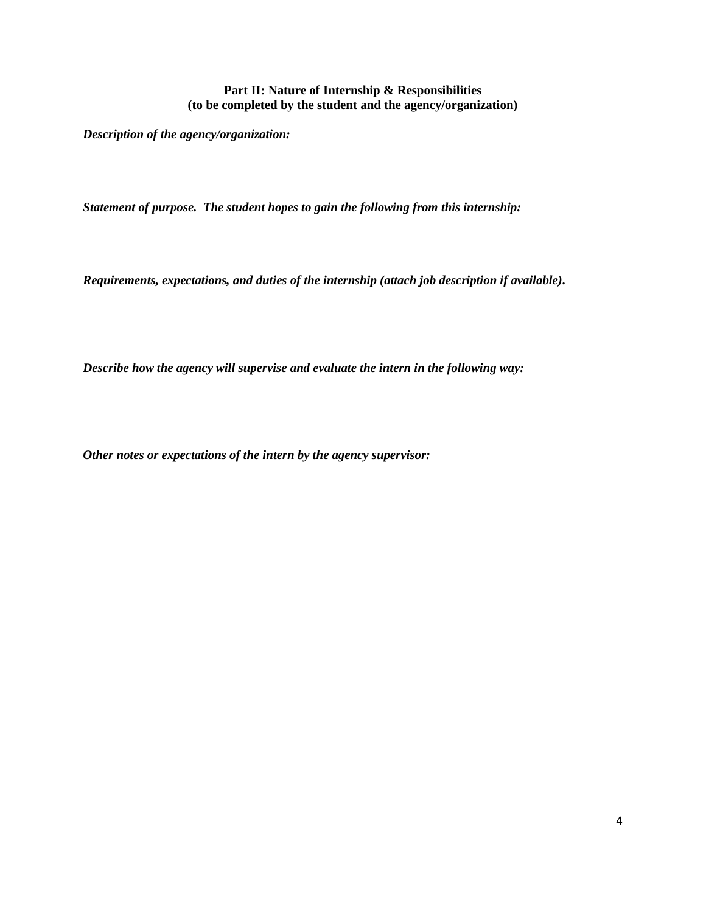## Part II: Nature of Internship & Responsibilities
**(to be completed by the student and the agency/organization)**

***Description of the agency/organization:***

***Statement of purpose. The student hopes to gain the following from this internship:***

***Requirements, expectations, and duties of the internship (attach job description if available).***

***Describe how the agency will supervise and evaluate the intern in the following way:***

***Other notes or expectations of the intern by the agency supervisor:***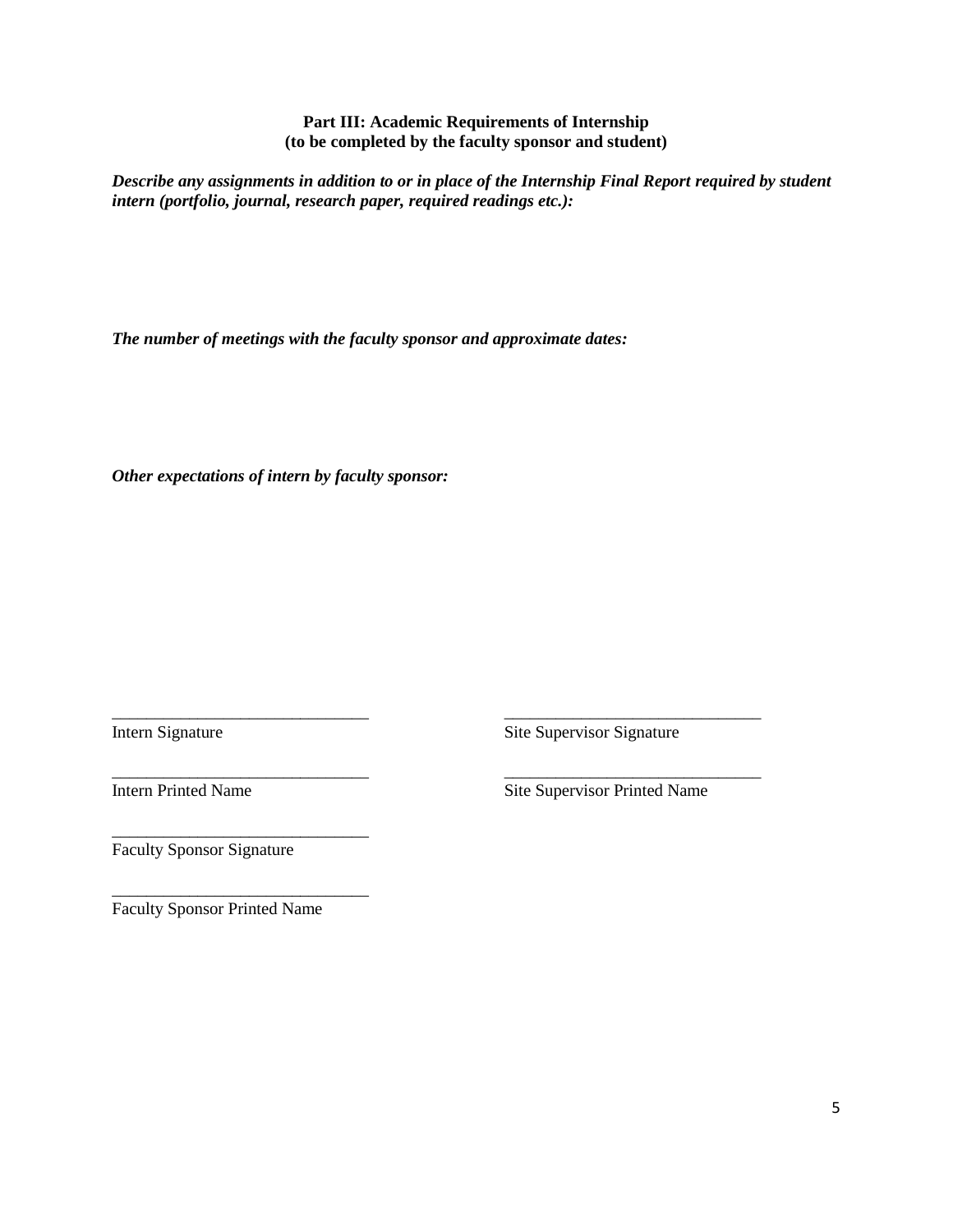**Part III: Academic Requirements of Internship**
**(to be completed by the faculty sponsor and student)**

***Describe any assignments in addition to or in place of the Internship Final Report required by student intern (portfolio, journal, research paper, required readings etc.):***

***The number of meetings with the faculty sponsor and approximate dates:***

***Other expectations of intern by faculty sponsor:***

______________________________ ______________________________
Intern Signature Site Supervisor Signature

______________________________ ______________________________
Intern Printed Name Site Supervisor Printed Name

______________________________
Faculty Sponsor Signature

______________________________
Faculty Sponsor Printed Name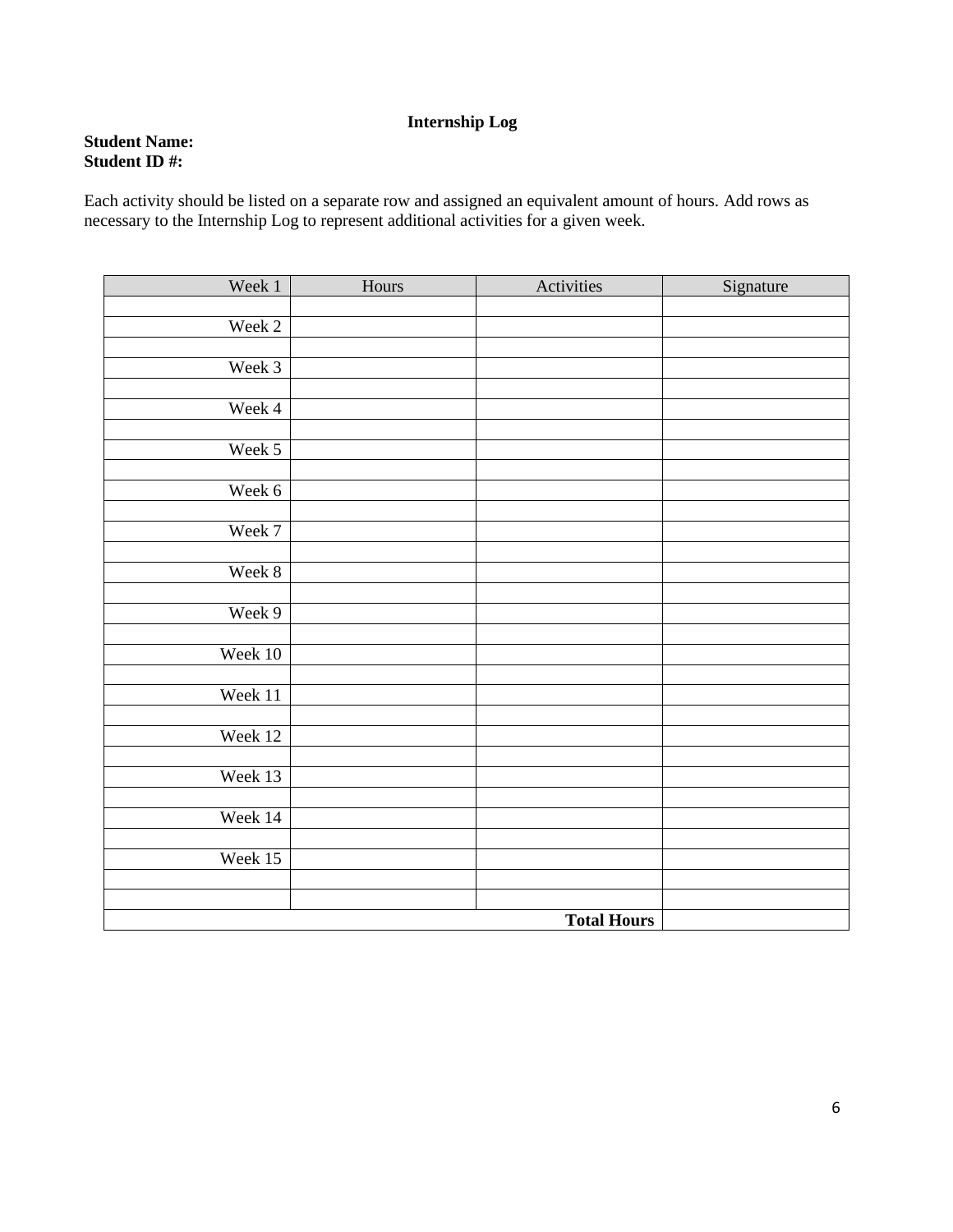**Internship Log**

**Student Name:**
**Student ID #:**

Each activity should be listed on a separate row and assigned an equivalent amount of hours. Add rows as necessary to the Internship Log to represent additional activities for a given week.

| Week 1 | Hours | Activities | Signature |
|---|---|---|---|
| | | | |
| Week 2 | | | |
| | | | |
| Week 3 | | | |
| | | | |
| Week 4 | | | |
| | | | |
| Week 5 | | | |
| | | | |
| Week 6 | | | |
| | | | |
| Week 7 | | | |
| | | | |
| Week 8 | | | |
| | | | |
| Week 9 | | | |
| | | | |
| Week 10 | | | |
| | | | |
| Week 11 | | | |
| | | | |
| Week 12 | | | |
| | | | |
| Week 13 | | | |
| | | | |
| Week 14 | | | |
| | | | |
| Week 15 | | | |
| | | | |
| | | | |
| | | **Total Hours** | |